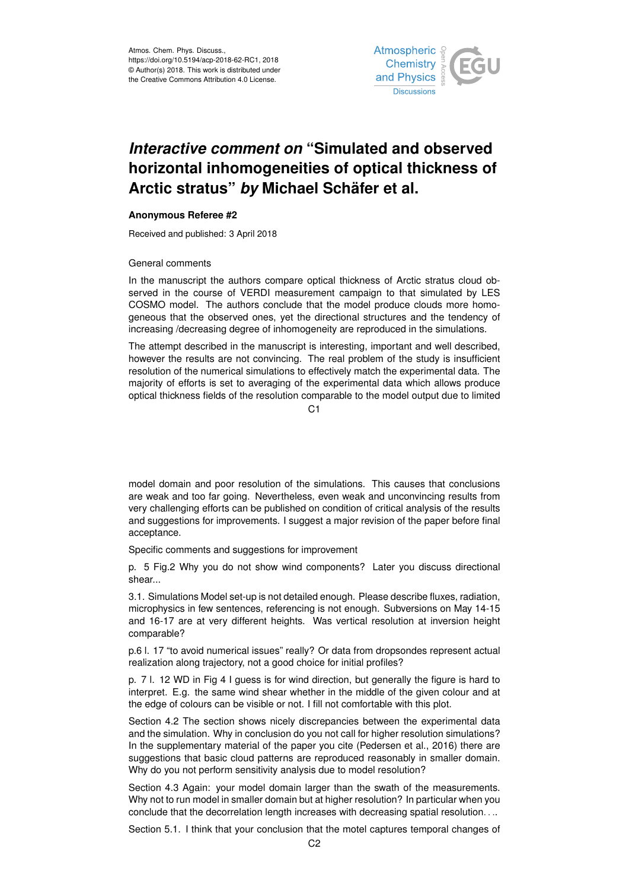# *Interactive comment on* "Simulated and observed horizontal inhomogeneities of optical thickness of Arctic stratus" *by* Michael Schäfer et al.

**Anonymous Referee #2**

Received and published: 3 April 2018

General comments

In the manuscript the authors compare optical thickness of Arctic stratus cloud observed in the course of VERDI measurement campaign to that simulated by LES COSMO model. The authors conclude that the model produce clouds more homogeneous that the observed ones, yet the directional structures and the tendency of increasing /decreasing degree of inhomogeneity are reproduced in the simulations.

The attempt described in the manuscript is interesting, important and well described, however the results are not convincing. The real problem of the study is insufficient resolution of the numerical simulations to effectively match the experimental data. The majority of efforts is set to averaging of the experimental data which allows produce optical thickness fields of the resolution comparable to the model output due to limited model domain and poor resolution of the simulations. This causes that conclusions are weak and too far going. Nevertheless, even weak and unconvincing results from very challenging efforts can be published on condition of critical analysis of the results and suggestions for improvements. I suggest a major revision of the paper before final acceptance.

Specific comments and suggestions for improvement

p. 5 Fig.2 Why you do not show wind components? Later you discuss directional shear...

3.1. Simulations Model set-up is not detailed enough. Please describe fluxes, radiation, microphysics in few sentences, referencing is not enough. Subversions on May 14-15 and 16-17 are at very different heights. Was vertical resolution at inversion height comparable?

p.6 l. 17 "to avoid numerical issues" really? Or data from dropsondes represent actual realization along trajectory, not a good choice for initial profiles?

p. 7 l. 12 WD in Fig 4 I guess is for wind direction, but generally the figure is hard to interpret. E.g. the same wind shear whether in the middle of the given colour and at the edge of colours can be visible or not. I fill not comfortable with this plot.

Section 4.2 The section shows nicely discrepancies between the experimental data and the simulation. Why in conclusion do you not call for higher resolution simulations? In the supplementary material of the paper you cite (Pedersen et al., 2016) there are suggestions that basic cloud patterns are reproduced reasonably in smaller domain. Why do you not perform sensitivity analysis due to model resolution?

Section 4.3 Again: your model domain larger than the swath of the measurements. Why not to run model in smaller domain but at higher resolution? In particular when you conclude that the decorrelation length increases with decreasing spatial resolution. . ..

Section 5.1. I think that your conclusion that the motel captures temporal changes of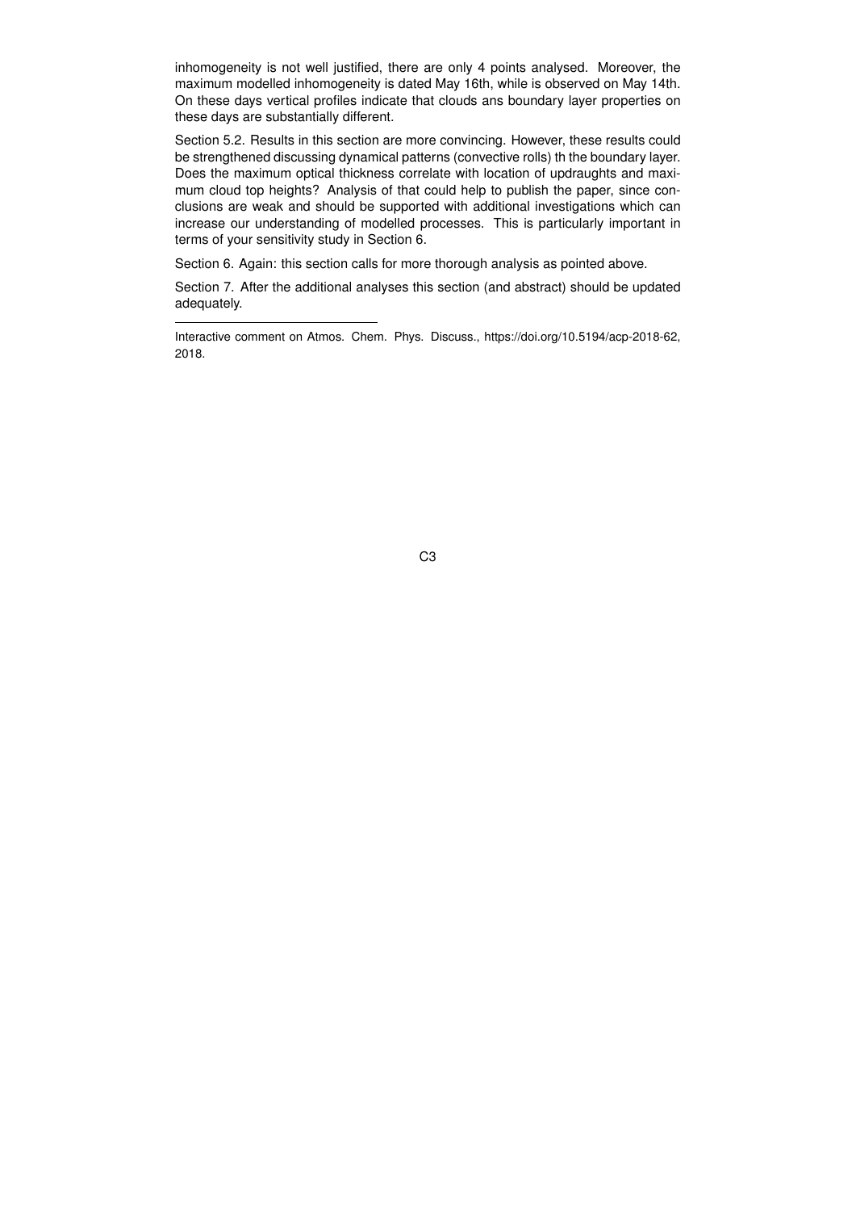inhomogeneity is not well justified, there are only 4 points analysed. Moreover, the maximum modelled inhomogeneity is dated May 16th, while is observed on May 14th. On these days vertical profiles indicate that clouds ans boundary layer properties on these days are substantially different.

Section 5.2. Results in this section are more convincing. However, these results could be strengthened discussing dynamical patterns (convective rolls) th the boundary layer. Does the maximum optical thickness correlate with location of updraughts and maximum cloud top heights? Analysis of that could help to publish the paper, since conclusions are weak and should be supported with additional investigations which can increase our understanding of modelled processes. This is particularly important in terms of your sensitivity study in Section 6.

Section 6. Again: this section calls for more thorough analysis as pointed above.

Section 7. After the additional analyses this section (and abstract) should be updated adequately.

---

Interactive comment on Atmos. Chem. Phys. Discuss., https://doi.org/10.5194/acp-2018-62, 2018.